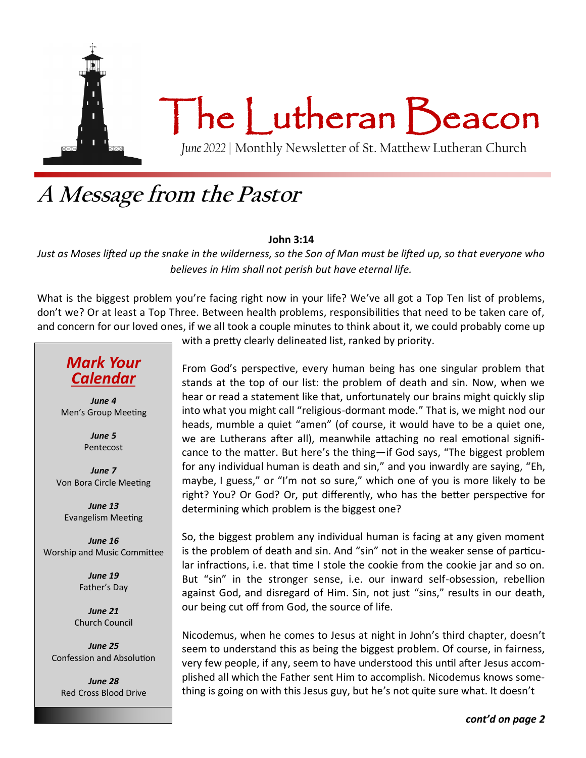# The Lutheran Beacon

*June 2022* | Monthly Newsletter of St. Matthew Lutheran Church

## A Message from the Pastor

**John 3:14**

*Just as Moses lifted up the snake in the wilderness, so the Son of Man must be lifted up, so that everyone who believes in Him shall not perish but have eternal life.*

What is the biggest problem you're facing right now in your life? We've all got a Top Ten list of problems, don't we? Or at least a Top Three. Between health problems, responsibilities that need to be taken care of, and concern for our loved ones, if we all took a couple minutes to think about it, we could probably come up with a pretty clearly delineated list, ranked by priority.

From God's perspective, every human being has one singular problem that stands at the top of our list: the problem of death and sin. Now, when we hear or read a statement like that, unfortunately our brains might quickly slip into what you might call "religious-dormant mode." That is, we might nod our heads, mumble a quiet "amen" (of course, it would have to be a quiet one, we are Lutherans after all), meanwhile attaching no real emotional significance to the matter. But here's the thing—if God says, "The biggest problem for any individual human is death and sin," and you inwardly are saying, "Eh, maybe, I guess," or "I'm not so sure," which one of you is more likely to be right? You? Or God? Or, put differently, who has the better perspective for determining which problem is the biggest one?

So, the biggest problem any individual human is facing at any given moment is the problem of death and sin. And "sin" not in the weaker sense of particular infractions, i.e. that time I stole the cookie from the cookie jar and so on. But "sin" in the stronger sense, i.e. our inward self-obsession, rebellion against God, and disregard of Him. Sin, not just "sins," results in our death, our being cut off from God, the source of life.

Nicodemus, when he comes to Jesus at night in John's third chapter, doesn't seem to understand this as being the biggest problem. Of course, in fairness, very few people, if any, seem to have understood this until after Jesus accomplished all which the Father sent Him to accomplish. Nicodemus knows something is going on with this Jesus guy, but he's not quite sure what. It doesn't

***cont'd on page 2***

### *Mark Your Calendar*

***June 4***
Men's Group Meeting

***June 5***
Pentecost

***June 7***
Von Bora Circle Meeting

***June 13***
Evangelism Meeting

***June 16***
Worship and Music Committee

***June 19***
Father's Day

***June 21***
Church Council

***June 25***
Confession and Absolution

***June 28***
Red Cross Blood Drive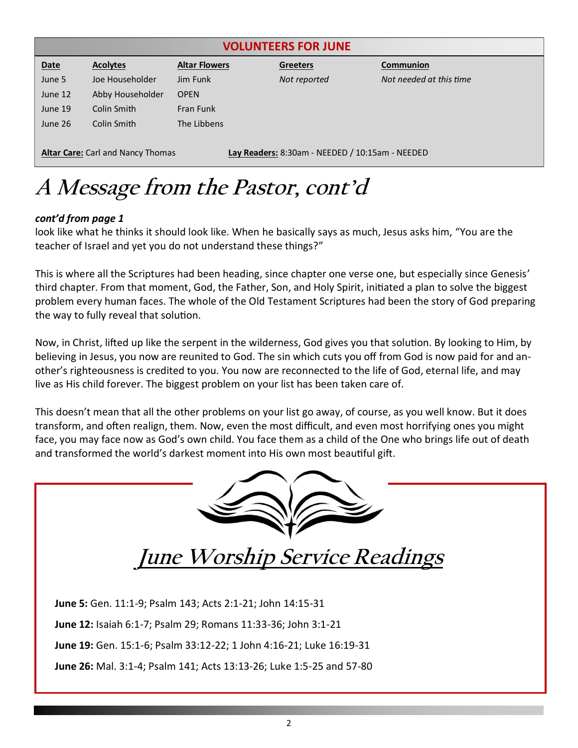## VOLUNTEERS FOR JUNE

| Date | Acolytes | Altar Flowers | Greeters | Communion |
|---|---|---|---|---|
| June 5 | Joe Householder | Jim Funk | *Not reported* | *Not needed at this time* |
| June 12 | Abby Householder | OPEN | | |
| June 19 | Colin Smith | Fran Funk | | |
| June 26 | Colin Smith | The Libbens | | |

**Altar Care:** Carl and Nancy Thomas

**Lay Readers:** 8:30am - NEEDED / 10:15am - NEEDED

# A Message from the Pastor, cont'd

***cont'd from page 1***

look like what he thinks it should look like. When he basically says as much, Jesus asks him, "You are the teacher of Israel and yet you do not understand these things?"

This is where all the Scriptures had been heading, since chapter one verse one, but especially since Genesis' third chapter. From that moment, God, the Father, Son, and Holy Spirit, initiated a plan to solve the biggest problem every human faces. The whole of the Old Testament Scriptures had been the story of God preparing the way to fully reveal that solution.

Now, in Christ, lifted up like the serpent in the wilderness, God gives you that solution. By looking to Him, by believing in Jesus, you now are reunited to God. The sin which cuts you off from God is now paid for and another's righteousness is credited to you. You now are reconnected to the life of God, eternal life, and may live as His child forever. The biggest problem on your list has been taken care of.

This doesn't mean that all the other problems on your list go away, of course, as you well know. But it does transform, and often realign, them. Now, even the most difficult, and even most horrifying ones you might face, you may face now as God's own child. You face them as a child of the One who brings life out of death and transformed the world's darkest moment into His own most beautiful gift.

## June Worship Service Readings

**June 5:** Gen. 11:1-9; Psalm 143; Acts 2:1-21; John 14:15-31

**June 12:** Isaiah 6:1-7; Psalm 29; Romans 11:33-36; John 3:1-21

**June 19:** Gen. 15:1-6; Psalm 33:12-22; 1 John 4:16-21; Luke 16:19-31

**June 26:** Mal. 3:1-4; Psalm 141; Acts 13:13-26; Luke 1:5-25 and 57-80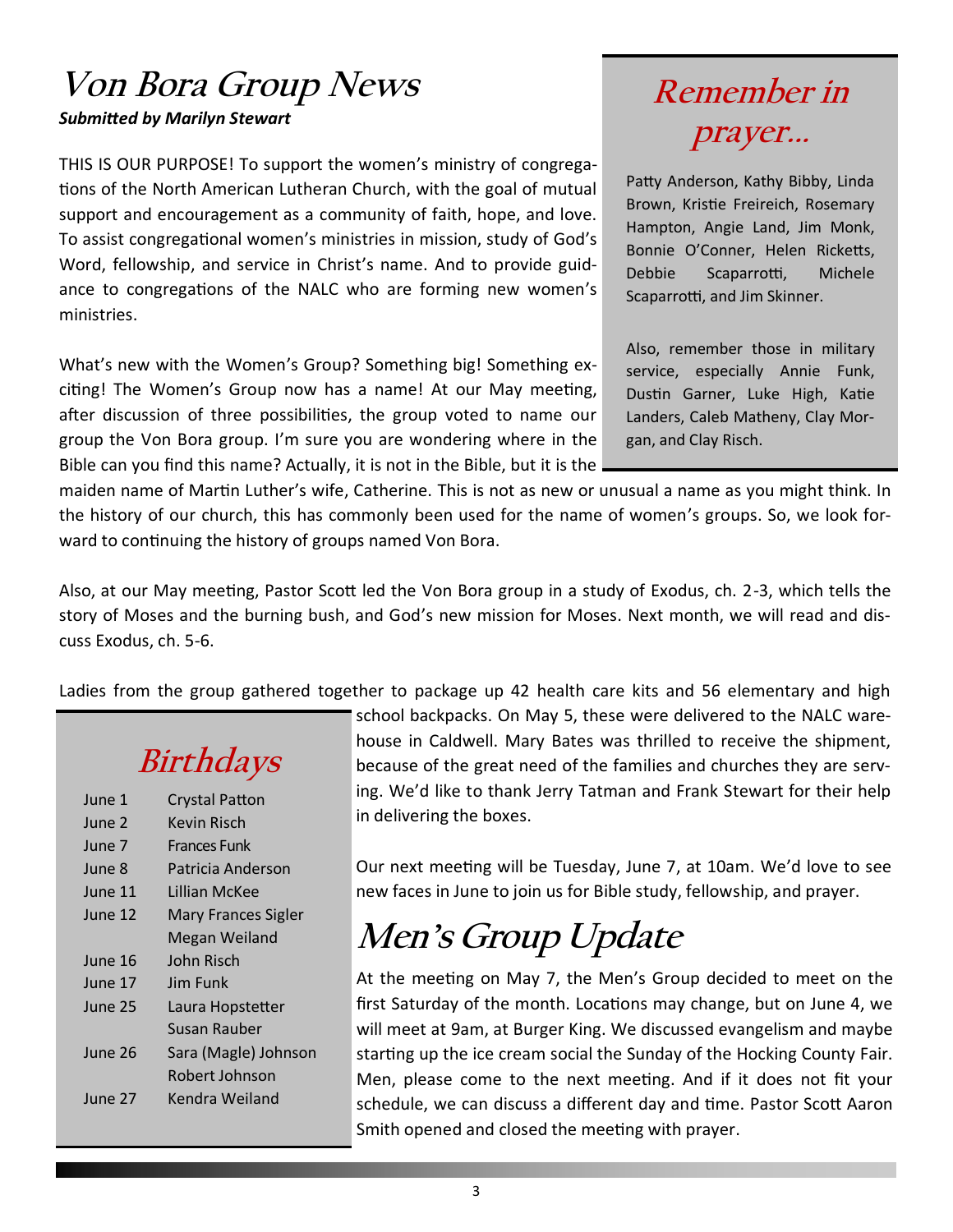# Von Bora Group News

***Submitted by Marilyn Stewart***

THIS IS OUR PURPOSE! To support the women's ministry of congregations of the North American Lutheran Church, with the goal of mutual support and encouragement as a community of faith, hope, and love. To assist congregational women's ministries in mission, study of God's Word, fellowship, and service in Christ's name. And to provide guidance to congregations of the NALC who are forming new women's ministries.

What's new with the Women's Group? Something big! Something exciting! The Women's Group now has a name! At our May meeting, after discussion of three possibilities, the group voted to name our group the Von Bora group. I'm sure you are wondering where in the Bible can you find this name? Actually, it is not in the Bible, but it is the maiden name of Martin Luther's wife, Catherine. This is not as new or unusual a name as you might think. In the history of our church, this has commonly been used for the name of women's groups. So, we look forward to continuing the history of groups named Von Bora.

Also, at our May meeting, Pastor Scott led the Von Bora group in a study of Exodus, ch. 2-3, which tells the story of Moses and the burning bush, and God's new mission for Moses. Next month, we will read and discuss Exodus, ch. 5-6.

Ladies from the group gathered together to package up 42 health care kits and 56 elementary and high school backpacks. On May 5, these were delivered to the NALC warehouse in Caldwell. Mary Bates was thrilled to receive the shipment, because of the great need of the families and churches they are serving. We'd like to thank Jerry Tatman and Frank Stewart for their help in delivering the boxes.

Our next meeting will be Tuesday, June 7, at 10am. We'd love to see new faces in June to join us for Bible study, fellowship, and prayer.

## Remember in prayer...

Patty Anderson, Kathy Bibby, Linda Brown, Kristie Freireich, Rosemary Hampton, Angie Land, Jim Monk, Bonnie O'Conner, Helen Ricketts, Debbie Scaparrotti, Michele Scaparrotti, and Jim Skinner.

Also, remember those in military service, especially Annie Funk, Dustin Garner, Luke High, Katie Landers, Caleb Matheny, Clay Morgan, and Clay Risch.

## Birthdays

| | |
|---|---|
| June 1 | Crystal Patton |
| June 2 | Kevin Risch |
| June 7 | Frances Funk |
| June 8 | Patricia Anderson |
| June 11 | Lillian McKee |
| June 12 | Mary Frances Sigler |
| | Megan Weiland |
| June 16 | John Risch |
| June 17 | Jim Funk |
| June 25 | Laura Hopstetter |
| | Susan Rauber |
| June 26 | Sara (Magle) Johnson |
| | Robert Johnson |
| June 27 | Kendra Weiland |

# Men's Group Update

At the meeting on May 7, the Men's Group decided to meet on the first Saturday of the month. Locations may change, but on June 4, we will meet at 9am, at Burger King. We discussed evangelism and maybe starting up the ice cream social the Sunday of the Hocking County Fair. Men, please come to the next meeting. And if it does not fit your schedule, we can discuss a different day and time. Pastor Scott Aaron Smith opened and closed the meeting with prayer.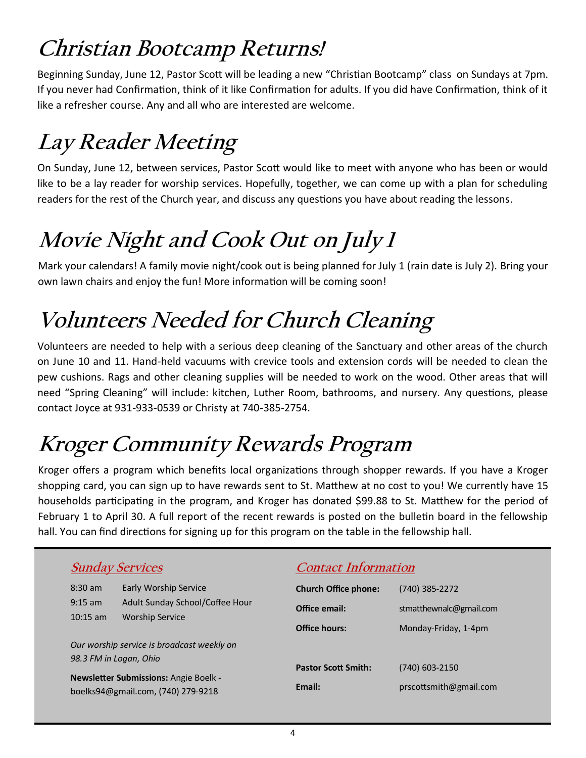# Christian Bootcamp Returns!

Beginning Sunday, June 12, Pastor Scott will be leading a new "Christian Bootcamp" class on Sundays at 7pm. If you never had Confirmation, think of it like Confirmation for adults. If you did have Confirmation, think of it like a refresher course. Any and all who are interested are welcome.

# Lay Reader Meeting

On Sunday, June 12, between services, Pastor Scott would like to meet with anyone who has been or would like to be a lay reader for worship services. Hopefully, together, we can come up with a plan for scheduling readers for the rest of the Church year, and discuss any questions you have about reading the lessons.

# Movie Night and Cook Out on July 1

Mark your calendars! A family movie night/cook out is being planned for July 1 (rain date is July 2). Bring your own lawn chairs and enjoy the fun! More information will be coming soon!

# Volunteers Needed for Church Cleaning

Volunteers are needed to help with a serious deep cleaning of the Sanctuary and other areas of the church on June 10 and 11. Hand-held vacuums with crevice tools and extension cords will be needed to clean the pew cushions. Rags and other cleaning supplies will be needed to work on the wood. Other areas that will need "Spring Cleaning" will include: kitchen, Luther Room, bathrooms, and nursery. Any questions, please contact Joyce at 931-933-0539 or Christy at 740-385-2754.

# Kroger Community Rewards Program

Kroger offers a program which benefits local organizations through shopper rewards. If you have a Kroger shopping card, you can sign up to have rewards sent to St. Matthew at no cost to you! We currently have 15 households participating in the program, and Kroger has donated $99.88 to St. Matthew for the period of February 1 to April 30. A full report of the recent rewards is posted on the bulletin board in the fellowship hall. You can find directions for signing up for this program on the table in the fellowship hall.

## Sunday Services

| | |
|---|---|
| 8:30 am | Early Worship Service |
| 9:15 am | Adult Sunday School/Coffee Hour |
| 10:15 am | Worship Service |

*Our worship service is broadcast weekly on 98.3 FM in Logan, Ohio*

**Newsletter Submissions:** Angie Boelk - boelks94@gmail.com, (740) 279-9218

## Contact Information

| | |
|---|---|
| **Church Office phone:** | (740) 385-2272 |
| **Office email:** | stmatthewnalc@gmail.com |
| **Office hours:** | Monday-Friday, 1-4pm |
| **Pastor Scott Smith:** | (740) 603-2150 |
| **Email:** | prscottsmith@gmail.com |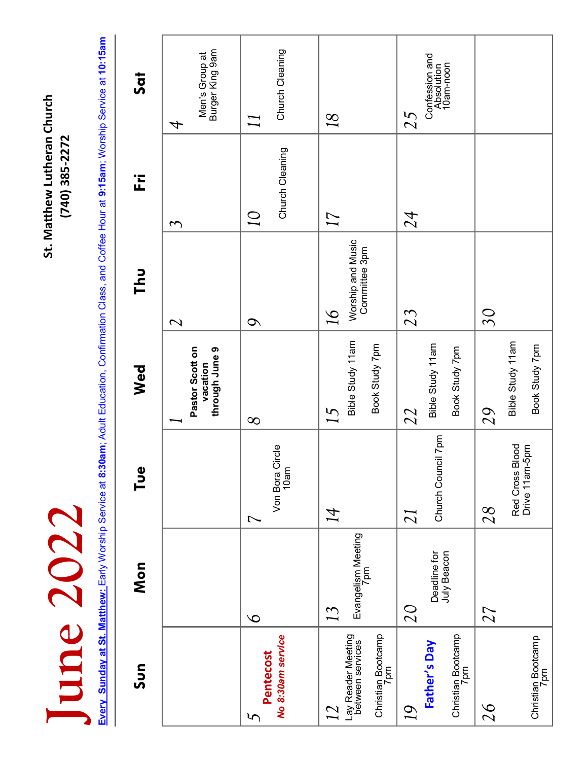# June 2022

**St. Matthew Lutheran Church**
**(740) 385-2272**

**Every Sunday at St. Matthew:** Early Worship Service at **8:30am**; Adult Education, Confirmation Class, and Coffee Hour at **9:15am**; Worship Service at **10:15am**

| Sun | Mon | Tue | Wed | Thu | Fri | Sat |
|---|---|---|---|---|---|---|
| | | | 1 **Pastor Scott on vacation through June 9** | 2 | 3 | 4 Men's Group at Burger King 9am |
| 5 **Pentecost** ***No 8:30am service*** | 6 | 7 Von Bora Circle 10am | 8 | 9 | 10 Church Cleaning | 11 Church Cleaning |
| 12 Lay Reader Meeting between services; Christian Bootcamp 7pm | 13 Evangelism Meeting 7pm | 14 | 15 Bible Study 11am; Book Study 7pm | 16 Worship and Music Committee 3pm | 17 | 18 |
| 19 **Father's Day**; Christian Bootcamp 7pm | 20 Deadline for July Beacon | 21 Church Council 7pm | 22 Bible Study 11am; Book Study 7pm | 23 | 24 | 25 Confession and Absolution 10am-noon |
| 26 Christian Bootcamp 7pm | 27 | 28 Red Cross Blood Drive 11am-5pm | 29 Bible Study 11am; Book Study 7pm | 30 | | |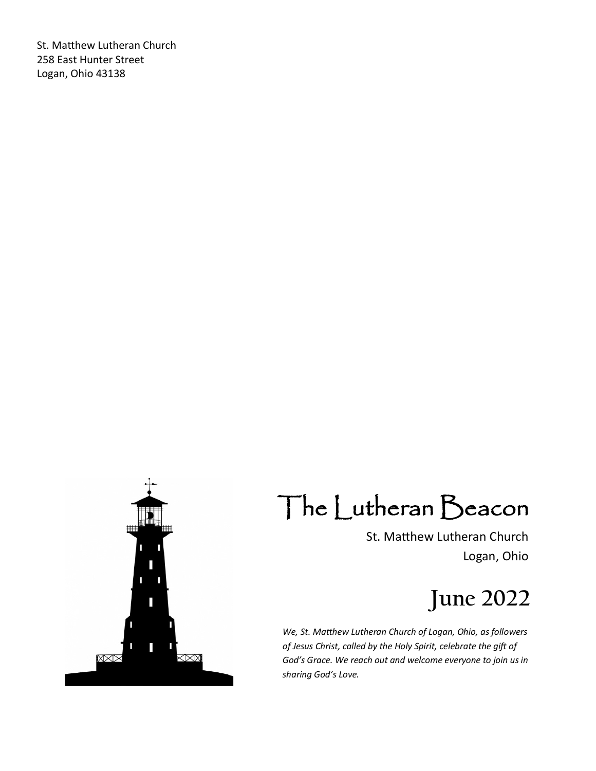St. Matthew Lutheran Church
258 East Hunter Street
Logan, Ohio 43138

# The Lutheran Beacon

St. Matthew Lutheran Church
Logan, Ohio

## June 2022

*We, St. Matthew Lutheran Church of Logan, Ohio, as followers of Jesus Christ, called by the Holy Spirit, celebrate the gift of God's Grace. We reach out and welcome everyone to join us in sharing God's Love.*